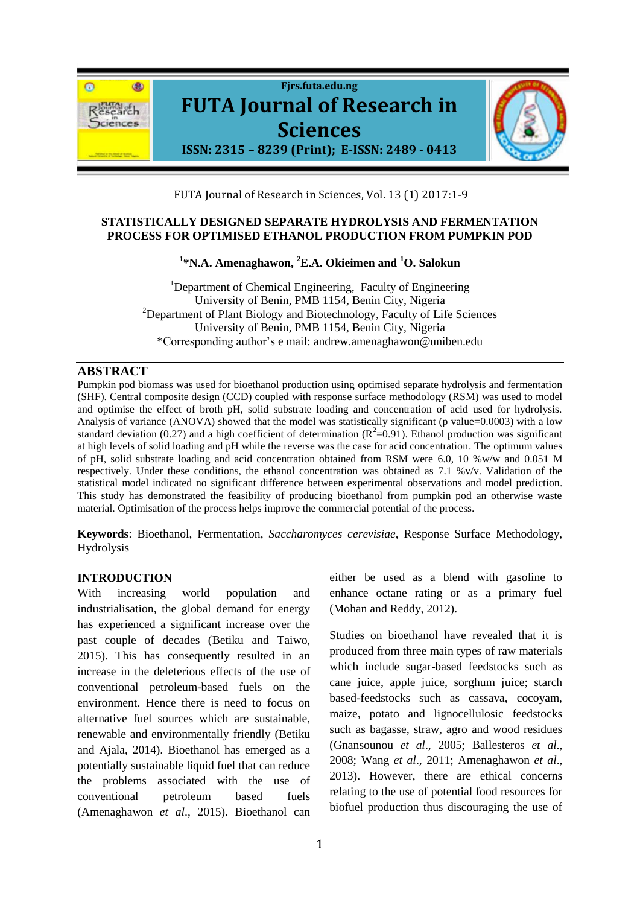# STATISTICALLY DESIGNED SEPARATE HYDROLYSIS AND FERMENTATION PROCESS FOR OPTIMISED ETHANOL PRODUCTION FROM PUMPKIN POD

**[1]*N.A. Amenaghawon, [2]E.A. Okieimen and [1]O. Salokun**

[1]Department of Chemical Engineering, Faculty of Engineering
University of Benin, PMB 1154, Benin City, Nigeria
[2]Department of Plant Biology and Biotechnology, Faculty of Life Sciences
University of Benin, PMB 1154, Benin City, Nigeria
*Corresponding author's e mail: andrew.amenaghawon@uniben.edu

## ABSTRACT

Pumpkin pod biomass was used for bioethanol production using optimised separate hydrolysis and fermentation (SHF). Central composite design (CCD) coupled with response surface methodology (RSM) was used to model and optimise the effect of broth pH, solid substrate loading and concentration of acid used for hydrolysis. Analysis of variance (ANOVA) showed that the model was statistically significant (p value=0.0003) with a low standard deviation (0.27) and a high coefficient of determination ($R^2$=0.91). Ethanol production was significant at high levels of solid loading and pH while the reverse was the case for acid concentration. The optimum values of pH, solid substrate loading and acid concentration obtained from RSM were 6.0, 10 %w/w and 0.051 M respectively. Under these conditions, the ethanol concentration was obtained as 7.1 %v/v. Validation of the statistical model indicated no significant difference between experimental observations and model prediction. This study has demonstrated the feasibility of producing bioethanol from pumpkin pod an otherwise waste material. Optimisation of the process helps improve the commercial potential of the process.

**Keywords**: Bioethanol, Fermentation, *Saccharomyces cerevisiae*, Response Surface Methodology, Hydrolysis

## INTRODUCTION

With increasing world population and industrialisation, the global demand for energy has experienced a significant increase over the past couple of decades (Betiku and Taiwo, 2015). This has consequently resulted in an increase in the deleterious effects of the use of conventional petroleum-based fuels on the environment. Hence there is need to focus on alternative fuel sources which are sustainable, renewable and environmentally friendly (Betiku and Ajala, 2014). Bioethanol has emerged as a potentially sustainable liquid fuel that can reduce the problems associated with the use of conventional petroleum based fuels (Amenaghawon *et al*., 2015). Bioethanol can either be used as a blend with gasoline to enhance octane rating or as a primary fuel (Mohan and Reddy, 2012).

Studies on bioethanol have revealed that it is produced from three main types of raw materials which include sugar-based feedstocks such as cane juice, apple juice, sorghum juice; starch based-feedstocks such as cassava, cocoyam, maize, potato and lignocellulosic feedstocks such as bagasse, straw, agro and wood residues (Gnansounou *et al*., 2005; Ballesteros *et al*., 2008; Wang *et al*., 2011; Amenaghawon *et al*., 2013). However, there are ethical concerns relating to the use of potential food resources for biofuel production thus discouraging the use of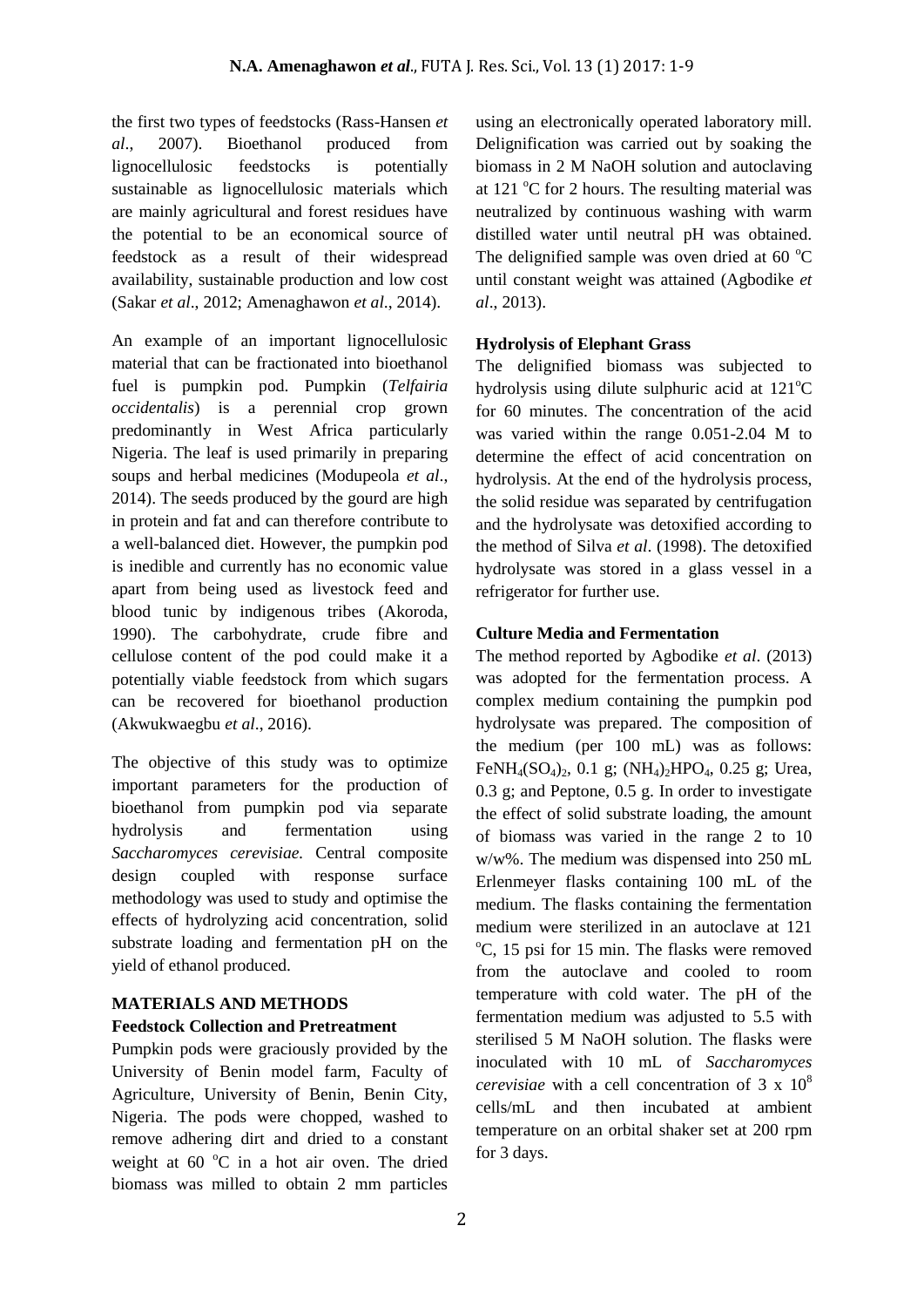the first two types of feedstocks (Rass-Hansen *et al*., 2007). Bioethanol produced from lignocellulosic feedstocks is potentially sustainable as lignocellulosic materials which are mainly agricultural and forest residues have the potential to be an economical source of feedstock as a result of their widespread availability, sustainable production and low cost (Sakar *et al*., 2012; Amenaghawon *et al*., 2014).

An example of an important lignocellulosic material that can be fractionated into bioethanol fuel is pumpkin pod. Pumpkin (*Telfairia occidentalis*) is a perennial crop grown predominantly in West Africa particularly Nigeria. The leaf is used primarily in preparing soups and herbal medicines (Modupeola *et al*., 2014). The seeds produced by the gourd are high in protein and fat and can therefore contribute to a well-balanced diet. However, the pumpkin pod is inedible and currently has no economic value apart from being used as livestock feed and blood tunic by indigenous tribes (Akoroda, 1990). The carbohydrate, crude fibre and cellulose content of the pod could make it a potentially viable feedstock from which sugars can be recovered for bioethanol production (Akwukwaegbu *et al*., 2016).

The objective of this study was to optimize important parameters for the production of bioethanol from pumpkin pod via separate hydrolysis and fermentation using *Saccharomyces cerevisiae*. Central composite design coupled with response surface methodology was used to study and optimise the effects of hydrolyzing acid concentration, solid substrate loading and fermentation pH on the yield of ethanol produced.

## MATERIALS AND METHODS

### Feedstock Collection and Pretreatment

Pumpkin pods were graciously provided by the University of Benin model farm, Faculty of Agriculture, University of Benin, Benin City, Nigeria. The pods were chopped, washed to remove adhering dirt and dried to a constant weight at 60 °C in a hot air oven. The dried biomass was milled to obtain 2 mm particles using an electronically operated laboratory mill. Delignification was carried out by soaking the biomass in 2 M NaOH solution and autoclaving at 121 °C for 2 hours. The resulting material was neutralized by continuous washing with warm distilled water until neutral pH was obtained. The delignified sample was oven dried at 60 °C until constant weight was attained (Agbodike *et al*., 2013).

### Hydrolysis of Elephant Grass

The delignified biomass was subjected to hydrolysis using dilute sulphuric acid at 121°C for 60 minutes. The concentration of the acid was varied within the range 0.051-2.04 M to determine the effect of acid concentration on hydrolysis. At the end of the hydrolysis process, the solid residue was separated by centrifugation and the hydrolysate was detoxified according to the method of Silva *et al*. (1998). The detoxified hydrolysate was stored in a glass vessel in a refrigerator for further use.

### Culture Media and Fermentation

The method reported by Agbodike *et al*. (2013) was adopted for the fermentation process. A complex medium containing the pumpkin pod hydrolysate was prepared. The composition of the medium (per 100 mL) was as follows: $FeNH_4(SO_4)_2$, 0.1 g; $(NH_4)_2HPO_4$, 0.25 g; Urea, 0.3 g; and Peptone, 0.5 g. In order to investigate the effect of solid substrate loading, the amount of biomass was varied in the range 2 to 10 w/w%. The medium was dispensed into 250 mL Erlenmeyer flasks containing 100 mL of the medium. The flasks containing the fermentation medium were sterilized in an autoclave at 121 °C, 15 psi for 15 min. The flasks were removed from the autoclave and cooled to room temperature with cold water. The pH of the fermentation medium was adjusted to 5.5 with sterilised 5 M NaOH solution. The flasks were inoculated with 10 mL of *Saccharomyces cerevisiae* with a cell concentration of $3 \times 10^8$ cells/mL and then incubated at ambient temperature on an orbital shaker set at 200 rpm for 3 days.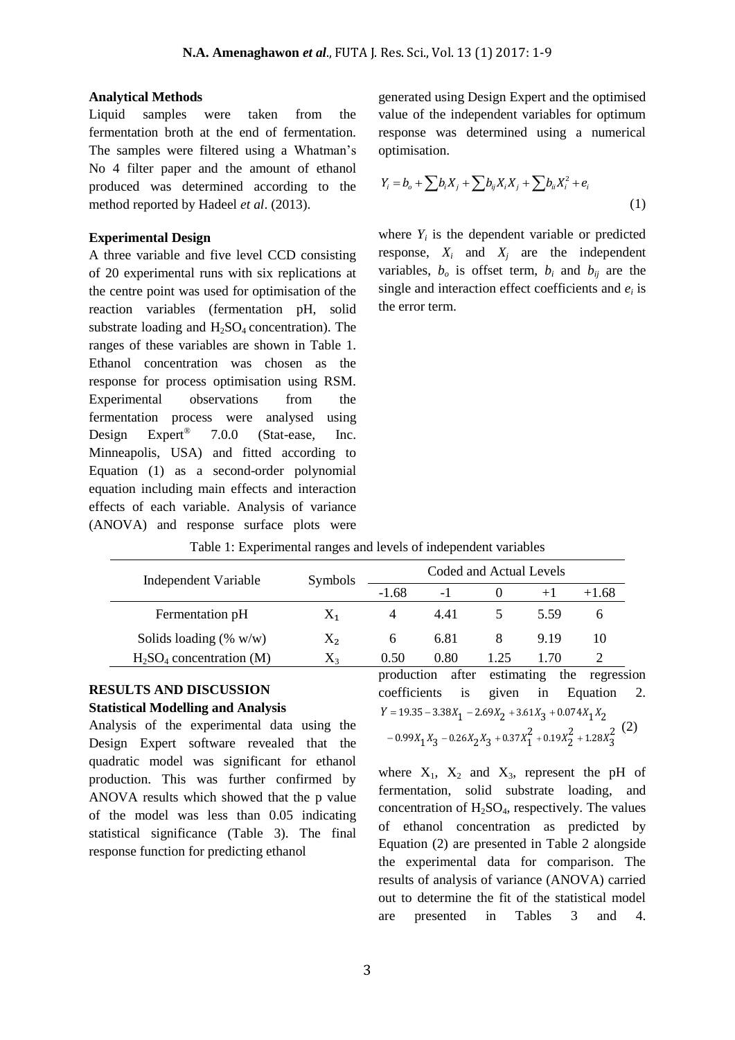### Analytical Methods

Liquid samples were taken from the fermentation broth at the end of fermentation. The samples were filtered using a Whatman's No 4 filter paper and the amount of ethanol produced was determined according to the method reported by Hadeel *et al*. (2013).

### Experimental Design

A three variable and five level CCD consisting of 20 experimental runs with six replications at the centre point was used for optimisation of the reaction variables (fermentation pH, solid substrate loading and $H_2SO_4$ concentration). The ranges of these variables are shown in Table 1. Ethanol concentration was chosen as the response for process optimisation using RSM. Experimental observations from the fermentation process were analysed using Design Expert® 7.0.0 (Stat-ease, Inc. Minneapolis, USA) and fitted according to Equation (1) as a second-order polynomial equation including main effects and interaction effects of each variable. Analysis of variance (ANOVA) and response surface plots were generated using Design Expert and the optimised value of the independent variables for optimum response was determined using a numerical optimisation.

$$Y_i = b_o + \sum b_i X_j + \sum b_{ij} X_i X_j + \sum b_{ii} X_i^2 + e_i \quad (1)$$

where $Y_i$ is the dependent variable or predicted response, $X_i$ and $X_j$ are the independent variables, $b_o$ is offset term, $b_i$ and $b_{ij}$ are the single and interaction effect coefficients and $e_i$ is the error term.

Table 1: Experimental ranges and levels of independent variables

| Independent Variable | Symbols | Coded and Actual Levels | | | | |
|---|---|---|---|---|---|---|
| | | -1.68 | -1 | 0 | +1 | +1.68 |
| Fermentation pH | $X_1$ | 4 | 4.41 | 5 | 5.59 | 6 |
| Solids loading (% w/w) | $X_2$ | 6 | 6.81 | 8 | 9.19 | 10 |
| $H_2SO_4$ concentration (M) | $X_3$ | 0.50 | 0.80 | 1.25 | 1.70 | 2 |

## RESULTS AND DISCUSSION

### Statistical Modelling and Analysis

Analysis of the experimental data using the Design Expert software revealed that the quadratic model was significant for ethanol production. This was further confirmed by ANOVA results which showed that the p value of the model was less than 0.05 indicating statistical significance (Table 3). The final response function for predicting ethanol production after estimating the regression coefficients is given in Equation 2.

$$Y = 19.35 - 3.38X_1 - 2.69X_2 + 3.61X_3 + 0.074X_1X_2 - 0.99X_1X_3 - 0.26X_2X_3 + 0.37X_1^2 + 0.19X_2^2 + 1.28X_3^2 \quad (2)$$

where $X_1$, $X_2$ and $X_3$, represent the pH of fermentation, solid substrate loading, and concentration of $H_2SO_4$, respectively. The values of ethanol concentration as predicted by Equation (2) are presented in Table 2 alongside the experimental data for comparison. The results of analysis of variance (ANOVA) carried out to determine the fit of the statistical model are presented in Tables 3 and 4.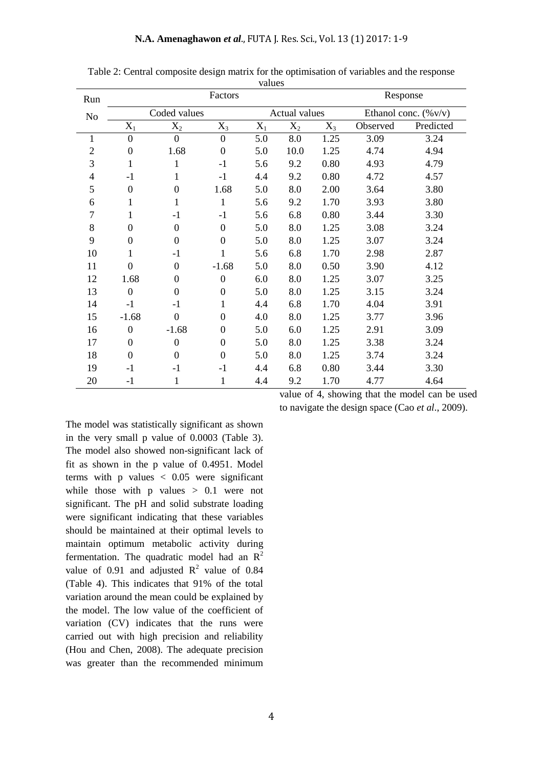Table 2: Central composite design matrix for the optimisation of variables and the response values

| Run No | Factors | | | | | | Response | |
|---|---|---|---|---|---|---|---|---|
| | Coded values | | | Actual values | | | Ethanol conc. (%v/v) | |
| | $X_1$ | $X_2$ | $X_3$ | $X_1$ | $X_2$ | $X_3$ | Observed | Predicted |
| 1 | 0 | 0 | 0 | 5.0 | 8.0 | 1.25 | 3.09 | 3.24 |
| 2 | 0 | 1.68 | 0 | 5.0 | 10.0 | 1.25 | 4.74 | 4.94 |
| 3 | 1 | 1 | -1 | 5.6 | 9.2 | 0.80 | 4.93 | 4.79 |
| 4 | -1 | 1 | -1 | 4.4 | 9.2 | 0.80 | 4.72 | 4.57 |
| 5 | 0 | 0 | 1.68 | 5.0 | 8.0 | 2.00 | 3.64 | 3.80 |
| 6 | 1 | 1 | 1 | 5.6 | 9.2 | 1.70 | 3.93 | 3.80 |
| 7 | 1 | -1 | -1 | 5.6 | 6.8 | 0.80 | 3.44 | 3.30 |
| 8 | 0 | 0 | 0 | 5.0 | 8.0 | 1.25 | 3.08 | 3.24 |
| 9 | 0 | 0 | 0 | 5.0 | 8.0 | 1.25 | 3.07 | 3.24 |
| 10 | 1 | -1 | 1 | 5.6 | 6.8 | 1.70 | 2.98 | 2.87 |
| 11 | 0 | 0 | -1.68 | 5.0 | 8.0 | 0.50 | 3.90 | 4.12 |
| 12 | 1.68 | 0 | 0 | 6.0 | 8.0 | 1.25 | 3.07 | 3.25 |
| 13 | 0 | 0 | 0 | 5.0 | 8.0 | 1.25 | 3.15 | 3.24 |
| 14 | -1 | -1 | 1 | 4.4 | 6.8 | 1.70 | 4.04 | 3.91 |
| 15 | -1.68 | 0 | 0 | 4.0 | 8.0 | 1.25 | 3.77 | 3.96 |
| 16 | 0 | -1.68 | 0 | 5.0 | 6.0 | 1.25 | 2.91 | 3.09 |
| 17 | 0 | 0 | 0 | 5.0 | 8.0 | 1.25 | 3.38 | 3.24 |
| 18 | 0 | 0 | 0 | 5.0 | 8.0 | 1.25 | 3.74 | 3.24 |
| 19 | -1 | -1 | -1 | 4.4 | 6.8 | 0.80 | 3.44 | 3.30 |
| 20 | -1 | 1 | 1 | 4.4 | 9.2 | 1.70 | 4.77 | 4.64 |

The model was statistically significant as shown in the very small p value of 0.0003 (Table 3). The model also showed non-significant lack of fit as shown in the p value of 0.4951. Model terms with p values $< 0.05$ were significant while those with p values $> 0.1$ were not significant. The pH and solid substrate loading were significant indicating that these variables should be maintained at their optimal levels to maintain optimum metabolic activity during fermentation. The quadratic model had an $R^2$ value of 0.91 and adjusted $R^2$ value of 0.84 (Table 4). This indicates that 91% of the total variation around the mean could be explained by the model. The low value of the coefficient of variation (CV) indicates that the runs were carried out with high precision and reliability (Hou and Chen, 2008). The adequate precision was greater than the recommended minimum value of 4, showing that the model can be used to navigate the design space (Cao *et al*., 2009).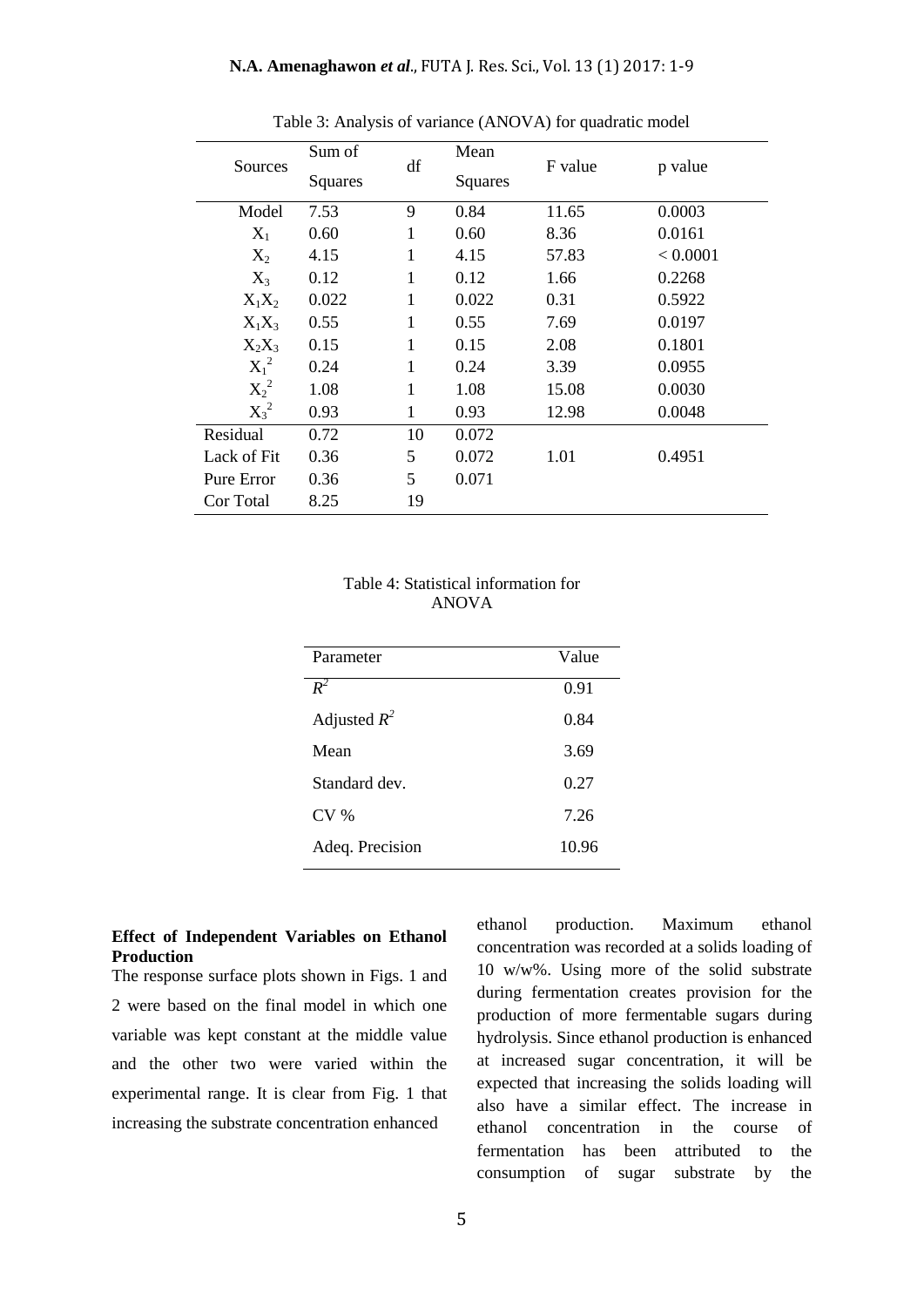Table 3: Analysis of variance (ANOVA) for quadratic model

| Sources | Sum of Squares | df | Mean Squares | F value | p value |
|---|---|---|---|---|---|
| Model | 7.53 | 9 | 0.84 | 11.65 | 0.0003 |
| $X_1$ | 0.60 | 1 | 0.60 | 8.36 | 0.0161 |
| $X_2$ | 4.15 | 1 | 4.15 | 57.83 | < 0.0001 |
| $X_3$ | 0.12 | 1 | 0.12 | 1.66 | 0.2268 |
| $X_1X_2$ | 0.022 | 1 | 0.022 | 0.31 | 0.5922 |
| $X_1X_3$ | 0.55 | 1 | 0.55 | 7.69 | 0.0197 |
| $X_2X_3$ | 0.15 | 1 | 0.15 | 2.08 | 0.1801 |
| $X_1^2$ | 0.24 | 1 | 0.24 | 3.39 | 0.0955 |
| $X_2^2$ | 1.08 | 1 | 1.08 | 15.08 | 0.0030 |
| $X_3^2$ | 0.93 | 1 | 0.93 | 12.98 | 0.0048 |
| Residual | 0.72 | 10 | 0.072 | | |
| Lack of Fit | 0.36 | 5 | 0.072 | 1.01 | 0.4951 |
| Pure Error | 0.36 | 5 | 0.071 | | |
| Cor Total | 8.25 | 19 | | | |

Table 4: Statistical information for ANOVA

| Parameter | Value |
|---|---|
| $R^2$ | 0.91 |
| Adjusted $R^2$ | 0.84 |
| Mean | 3.69 |
| Standard dev. | 0.27 |
| CV % | 7.26 |
| Adeq. Precision | 10.96 |

**Effect of Independent Variables on Ethanol Production**

The response surface plots shown in Figs. 1 and 2 were based on the final model in which one variable was kept constant at the middle value and the other two were varied within the experimental range. It is clear from Fig. 1 that increasing the substrate concentration enhanced ethanol production. Maximum ethanol concentration was recorded at a solids loading of 10 w/w%. Using more of the solid substrate during fermentation creates provision for the production of more fermentable sugars during hydrolysis. Since ethanol production is enhanced at increased sugar concentration, it will be expected that increasing the solids loading will also have a similar effect. The increase in ethanol concentration in the course of fermentation has been attributed to the consumption of sugar substrate by the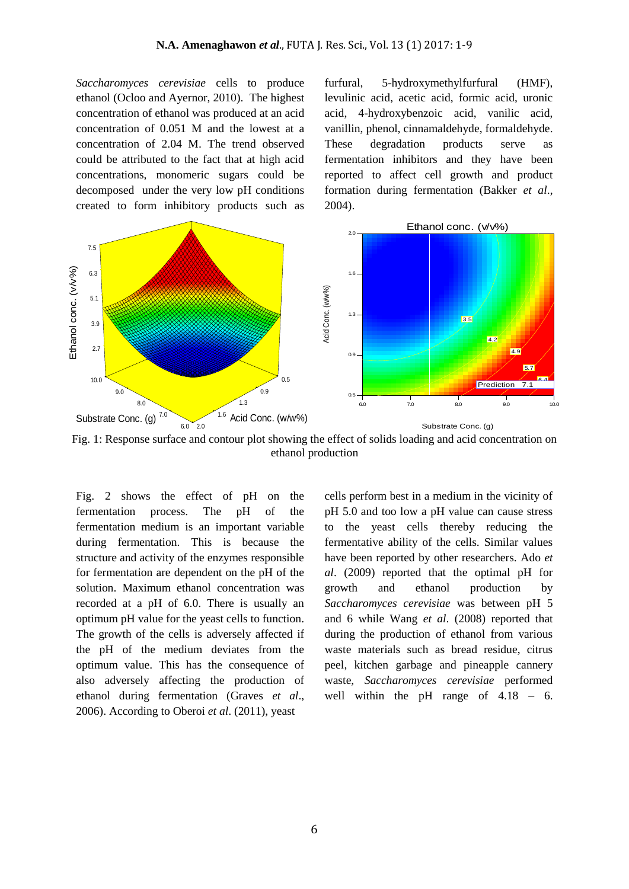*Saccharomyces cerevisiae* cells to produce ethanol (Ocloo and Ayernor, 2010). The highest concentration of ethanol was produced at an acid concentration of 0.051 M and the lowest at a concentration of 2.04 M. The trend observed could be attributed to the fact that at high acid concentrations, monomeric sugars could be decomposed under the very low pH conditions created to form inhibitory products such as furfural, 5-hydroxymethylfurfural (HMF), levulinic acid, acetic acid, formic acid, uronic acid, 4-hydroxybenzoic acid, vanilic acid, vanillin, phenol, cinnamaldehyde, formaldehyde. These degradation products serve as fermentation inhibitors and they have been reported to affect cell growth and product formation during fermentation (Bakker *et al*., 2004).

Fig. 1: Response surface and contour plot showing the effect of solids loading and acid concentration on ethanol production

Fig. 2 shows the effect of pH on the fermentation process. The pH of the fermentation medium is an important variable during fermentation. This is because the structure and activity of the enzymes responsible for fermentation are dependent on the pH of the solution. Maximum ethanol concentration was recorded at a pH of 6.0. There is usually an optimum pH value for the yeast cells to function. The growth of the cells is adversely affected if the pH of the medium deviates from the optimum value. This has the consequence of also adversely affecting the production of ethanol during fermentation (Graves *et al*., 2006). According to Oberoi *et al*. (2011), yeast cells perform best in a medium in the vicinity of pH 5.0 and too low a pH value can cause stress to the yeast cells thereby reducing the fermentative ability of the cells. Similar values have been reported by other researchers. Ado *et al*. (2009) reported that the optimal pH for growth and ethanol production by *Saccharomyces cerevisiae* was between pH 5 and 6 while Wang *et al*. (2008) reported that during the production of ethanol from various waste materials such as bread residue, citrus peel, kitchen garbage and pineapple cannery waste, *Saccharomyces cerevisiae* performed well within the pH range of 4.18 – 6.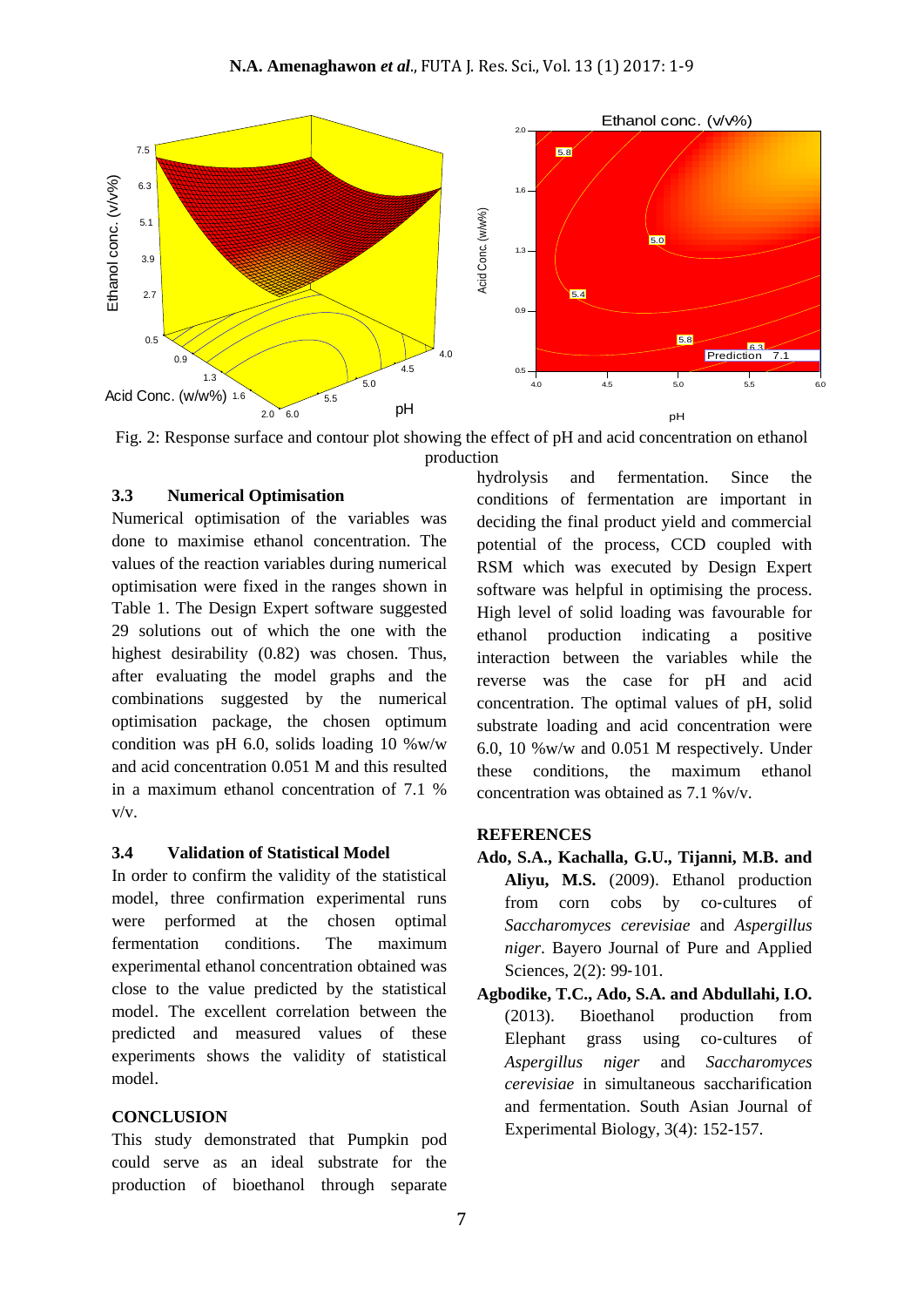Fig. 2: Response surface and contour plot showing the effect of pH and acid concentration on ethanol production

### 3.3 Numerical Optimisation

Numerical optimisation of the variables was done to maximise ethanol concentration. The values of the reaction variables during numerical optimisation were fixed in the ranges shown in Table 1. The Design Expert software suggested 29 solutions out of which the one with the highest desirability (0.82) was chosen. Thus, after evaluating the model graphs and the combinations suggested by the numerical optimisation package, the chosen optimum condition was pH 6.0, solids loading 10 %w/w and acid concentration 0.051 M and this resulted in a maximum ethanol concentration of 7.1 % v/v.

### 3.4 Validation of Statistical Model

In order to confirm the validity of the statistical model, three confirmation experimental runs were performed at the chosen optimal fermentation conditions. The maximum experimental ethanol concentration obtained was close to the value predicted by the statistical model. The excellent correlation between the predicted and measured values of these experiments shows the validity of statistical model.

## CONCLUSION

This study demonstrated that Pumpkin pod could serve as an ideal substrate for the production of bioethanol through separate hydrolysis and fermentation. Since the conditions of fermentation are important in deciding the final product yield and commercial potential of the process, CCD coupled with RSM which was executed by Design Expert software was helpful in optimising the process. High level of solid loading was favourable for ethanol production indicating a positive interaction between the variables while the reverse was the case for pH and acid concentration. The optimal values of pH, solid substrate loading and acid concentration were 6.0, 10 %w/w and 0.051 M respectively. Under these conditions, the maximum ethanol concentration was obtained as 7.1 %v/v.

## REFERENCES

**Ado, S.A., Kachalla, G.U., Tijanni, M.B. and Aliyu, M.S.** (2009). Ethanol production from corn cobs by co-cultures of *Saccharomyces cerevisiae* and *Aspergillus niger*. Bayero Journal of Pure and Applied Sciences, 2(2): 99-101.

**Agbodike, T.C., Ado, S.A. and Abdullahi, I.O.** (2013). Bioethanol production from Elephant grass using co-cultures of *Aspergillus niger* and *Saccharomyces cerevisiae* in simultaneous saccharification and fermentation. South Asian Journal of Experimental Biology, 3(4): 152-157.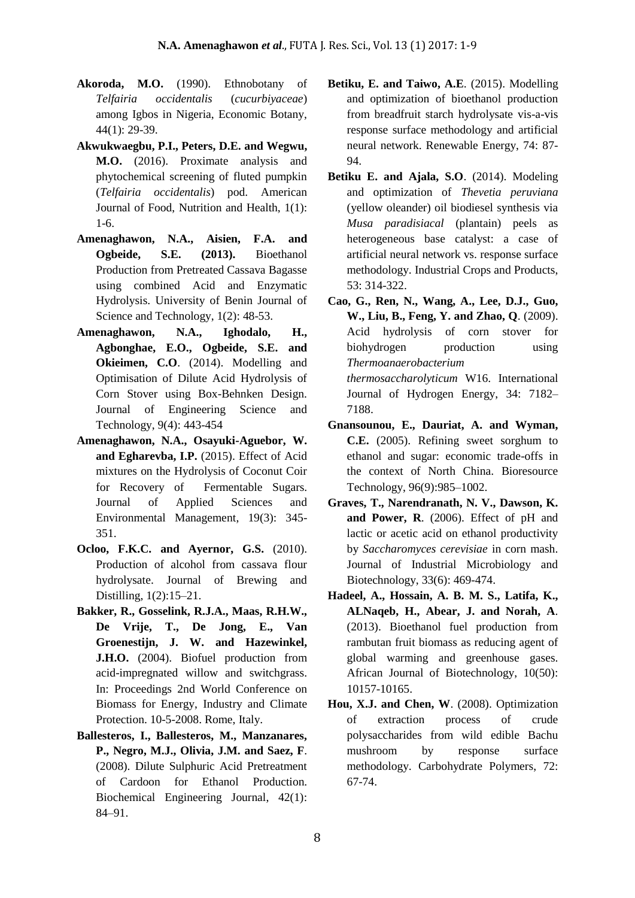**Akoroda, M.O.** (1990). Ethnobotany of *Telfairia occidentalis* (*cucurbiyaceae*) among Igbos in Nigeria, Economic Botany, 44(1): 29-39.

**Akwukwaegbu, P.I., Peters, D.E. and Wegwu, M.O.** (2016). Proximate analysis and phytochemical screening of fluted pumpkin (*Telfairia occidentalis*) pod. American Journal of Food, Nutrition and Health, 1(1): 1-6.

**Amenaghawon, N.A., Aisien, F.A. and Ogbeide, S.E. (2013).** Bioethanol Production from Pretreated Cassava Bagasse using combined Acid and Enzymatic Hydrolysis. University of Benin Journal of Science and Technology, 1(2): 48-53.

**Amenaghawon, N.A., Ighodalo, H., Agbonghae, E.O., Ogbeide, S.E. and Okieimen, C.O**. (2014). Modelling and Optimisation of Dilute Acid Hydrolysis of Corn Stover using Box-Behnken Design. Journal of Engineering Science and Technology, 9(4): 443-454

**Amenaghawon, N.A., Osayuki-Aguebor, W. and Egharevba, I.P.** (2015). Effect of Acid mixtures on the Hydrolysis of Coconut Coir for Recovery of Fermentable Sugars. Journal of Applied Sciences and Environmental Management, 19(3): 345-351.

**Ocloo, F.K.C. and Ayernor, G.S.** (2010). Production of alcohol from cassava flour hydrolysate. Journal of Brewing and Distilling, 1(2):15–21.

**Bakker, R., Gosselink, R.J.A., Maas, R.H.W., De Vrije, T., De Jong, E., Van Groenestijn, J. W. and Hazewinkel, J.H.O.** (2004). Biofuel production from acid-impregnated willow and switchgrass. In: Proceedings 2nd World Conference on Biomass for Energy, Industry and Climate Protection. 10-5-2008. Rome, Italy.

**Ballesteros, I., Ballesteros, M., Manzanares, P., Negro, M.J., Olivia, J.M. and Saez, F**. (2008). Dilute Sulphuric Acid Pretreatment of Cardoon for Ethanol Production. Biochemical Engineering Journal, 42(1): 84–91.

**Betiku, E. and Taiwo, A.E**. (2015). Modelling and optimization of bioethanol production from breadfruit starch hydrolysate vis-a-vis response surface methodology and artificial neural network. Renewable Energy, 74: 87-94.

**Betiku E. and Ajala, S.O**. (2014). Modeling and optimization of *Thevetia peruviana* (yellow oleander) oil biodiesel synthesis via *Musa paradisiacal* (plantain) peels as heterogeneous base catalyst: a case of artificial neural network vs. response surface methodology. Industrial Crops and Products, 53: 314-322.

**Cao, G., Ren, N., Wang, A., Lee, D.J., Guo, W., Liu, B., Feng, Y. and Zhao, Q**. (2009). Acid hydrolysis of corn stover for biohydrogen production using *Thermoanaerobacterium thermosaccharolyticum* W16. International Journal of Hydrogen Energy, 34: 7182–7188.

**Gnansounou, E., Dauriat, A. and Wyman, C.E.** (2005). Refining sweet sorghum to ethanol and sugar: economic trade-offs in the context of North China. Bioresource Technology, 96(9):985–1002.

**Graves, T., Narendranath, N. V., Dawson, K. and Power, R**. (2006). Effect of pH and lactic or acetic acid on ethanol productivity by *Saccharomyces cerevisiae* in corn mash. Journal of Industrial Microbiology and Biotechnology, 33(6): 469-474.

**Hadeel, A., Hossain, A. B. M. S., Latifa, K., ALNaqeb, H., Abear, J. and Norah, A**. (2013). Bioethanol fuel production from rambutan fruit biomass as reducing agent of global warming and greenhouse gases. African Journal of Biotechnology, 10(50): 10157-10165.

**Hou, X.J. and Chen, W**. (2008). Optimization of extraction process of crude polysaccharides from wild edible Bachu mushroom by response surface methodology. Carbohydrate Polymers, 72: 67-74.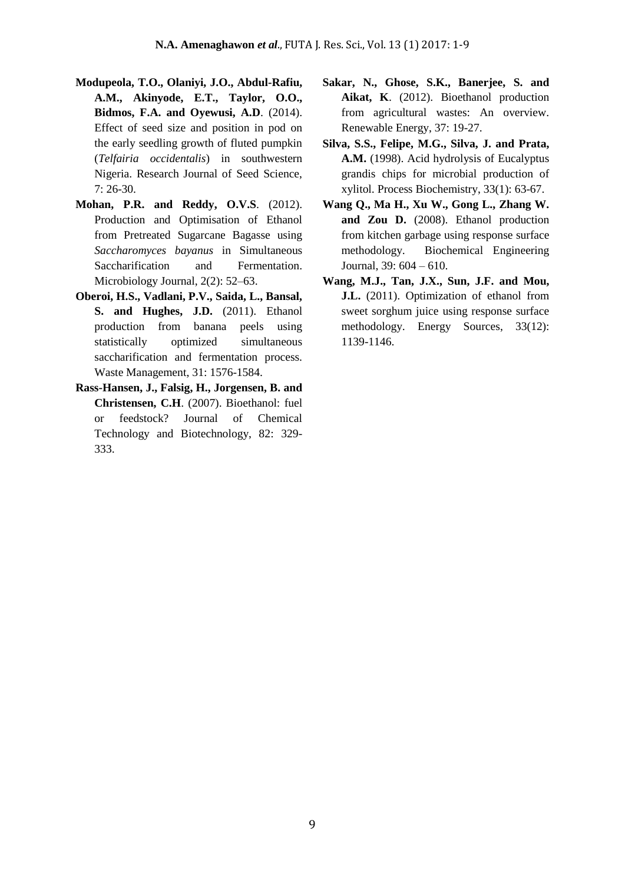**Modupeola, T.O., Olaniyi, J.O., Abdul-Rafiu, A.M., Akinyode, E.T., Taylor, O.O., Bidmos, F.A. and Oyewusi, A.D**. (2014). Effect of seed size and position in pod on the early seedling growth of fluted pumpkin (*Telfairia occidentalis*) in southwestern Nigeria. Research Journal of Seed Science, 7: 26-30.

**Mohan, P.R. and Reddy, O.V.S**. (2012). Production and Optimisation of Ethanol from Pretreated Sugarcane Bagasse using *Saccharomyces bayanus* in Simultaneous Saccharification and Fermentation. Microbiology Journal, 2(2): 52–63.

**Oberoi, H.S., Vadlani, P.V., Saida, L., Bansal, S. and Hughes, J.D.** (2011). Ethanol production from banana peels using statistically optimized simultaneous saccharification and fermentation process. Waste Management, 31: 1576-1584.

**Rass-Hansen, J., Falsig, H., Jorgensen, B. and Christensen, C.H**. (2007). Bioethanol: fuel or feedstock? Journal of Chemical Technology and Biotechnology, 82: 329-333.

**Sakar, N., Ghose, S.K., Banerjee, S. and Aikat, K**. (2012). Bioethanol production from agricultural wastes: An overview. Renewable Energy, 37: 19-27.

**Silva, S.S., Felipe, M.G., Silva, J. and Prata, A.M.** (1998). Acid hydrolysis of Eucalyptus grandis chips for microbial production of xylitol. Process Biochemistry, 33(1): 63-67.

**Wang Q., Ma H., Xu W., Gong L., Zhang W. and Zou D.** (2008). Ethanol production from kitchen garbage using response surface methodology. Biochemical Engineering Journal, 39: 604 – 610.

**Wang, M.J., Tan, J.X., Sun, J.F. and Mou, J.L.** (2011). Optimization of ethanol from sweet sorghum juice using response surface methodology. Energy Sources, 33(12): 1139-1146.